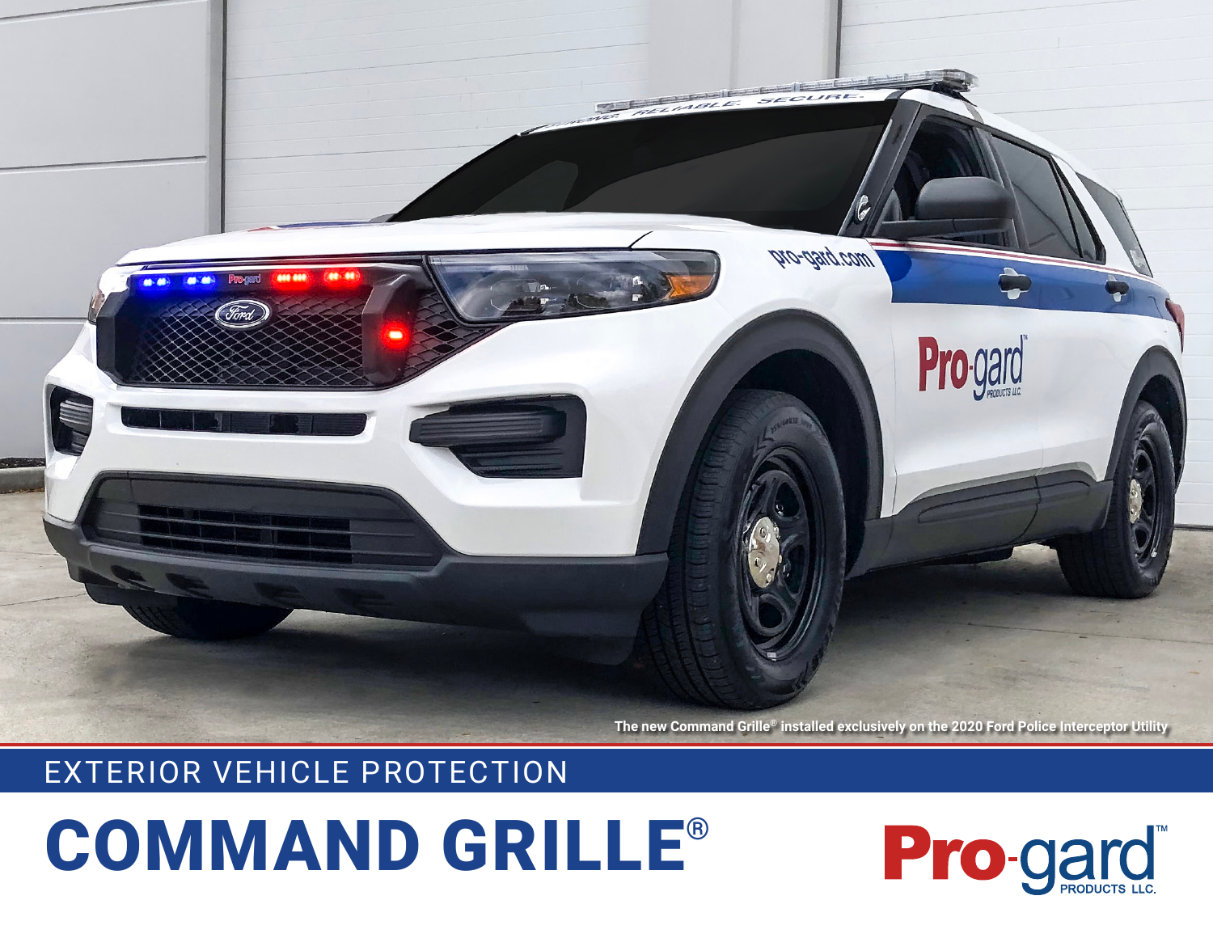The new Command Grille® installed exclusively on the 2020 Ford Police Interceptor Utility

EXTERIOR VEHICLE PROTECTION

# COMMAND GRILLE®

Pro-gard™ PRODUCTS LLC.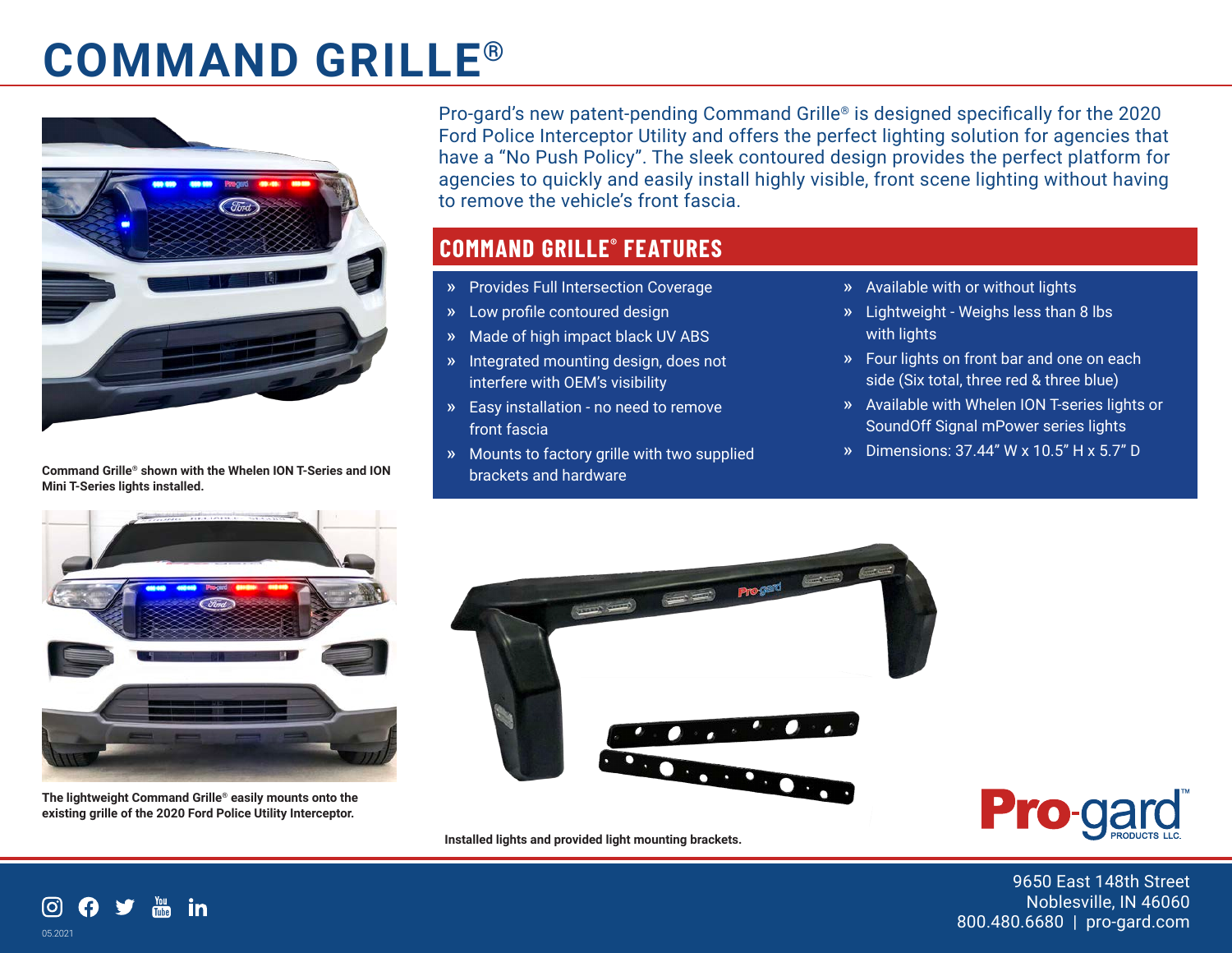# COMMAND GRILLE®

Pro-gard's new patent-pending Command Grille® is designed specifically for the 2020 Ford Police Interceptor Utility and offers the perfect lighting solution for agencies that have a "No Push Policy". The sleek contoured design provides the perfect platform for agencies to quickly and easily install highly visible, front scene lighting without having to remove the vehicle's front fascia.

Command Grille® shown with the Whelen ION T-Series and ION Mini T-Series lights installed.

## COMMAND GRILLE® FEATURES

- Provides Full Intersection Coverage
- Low profile contoured design
- Made of high impact black UV ABS
- Integrated mounting design, does not interfere with OEM's visibility
- Easy installation - no need to remove front fascia
- Mounts to factory grille with two supplied brackets and hardware
- Available with or without lights
- Lightweight - Weighs less than 8 lbs with lights
- Four lights on front bar and one on each side (Six total, three red & three blue)
- Available with Whelen ION T-series lights or SoundOff Signal mPower series lights
- Dimensions: 37.44" W x 10.5" H x 5.7" D

The lightweight Command Grille® easily mounts onto the existing grille of the 2020 Ford Police Utility Interceptor.

Installed lights and provided light mounting brackets.

Pro-gard™ PRODUCTS LLC.

9650 East 148th Street
Noblesville, IN 46060
800.480.6680 | pro-gard.com

05.2021